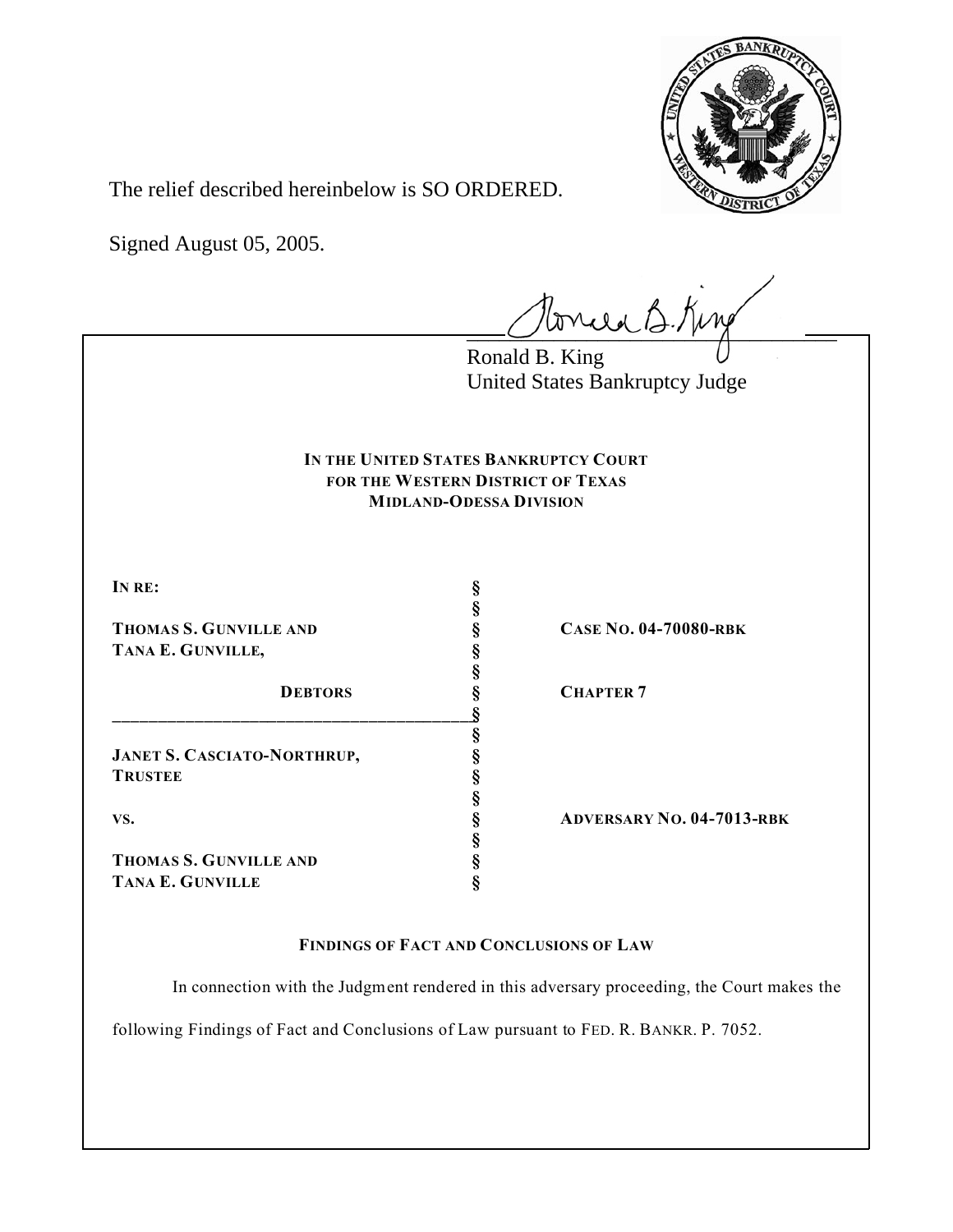The relief described hereinbelow is SO ORDERED.

Signed August 05, 2005.

Ronald B. King
United States Bankruptcy Judge

**IN THE UNITED STATES BANKRUPTCY COURT**
**FOR THE WESTERN DISTRICT OF TEXAS**
**MIDLAND-ODESSA DIVISION**

| | | |
|---|---|---|
| **IN RE:** | § | |
| | § | |
| **THOMAS S. GUNVILLE AND** | § | **CASE NO. 04-70080-RBK** |
| **TANA E. GUNVILLE,** | § | |
| | § | |
| **DEBTORS** | § | **CHAPTER 7** |
| | § | |
| | § | |
| **JANET S. CASCIATO-NORTHRUP,** | § | |
| **TRUSTEE** | § | |
| | § | |
| **VS.** | § | **ADVERSARY NO. 04-7013-RBK** |
| | § | |
| **THOMAS S. GUNVILLE AND** | § | |
| **TANA E. GUNVILLE** | § | |

**FINDINGS OF FACT AND CONCLUSIONS OF LAW**

In connection with the Judgment rendered in this adversary proceeding, the Court makes the following Findings of Fact and Conclusions of Law pursuant to FED. R. BANKR. P. 7052.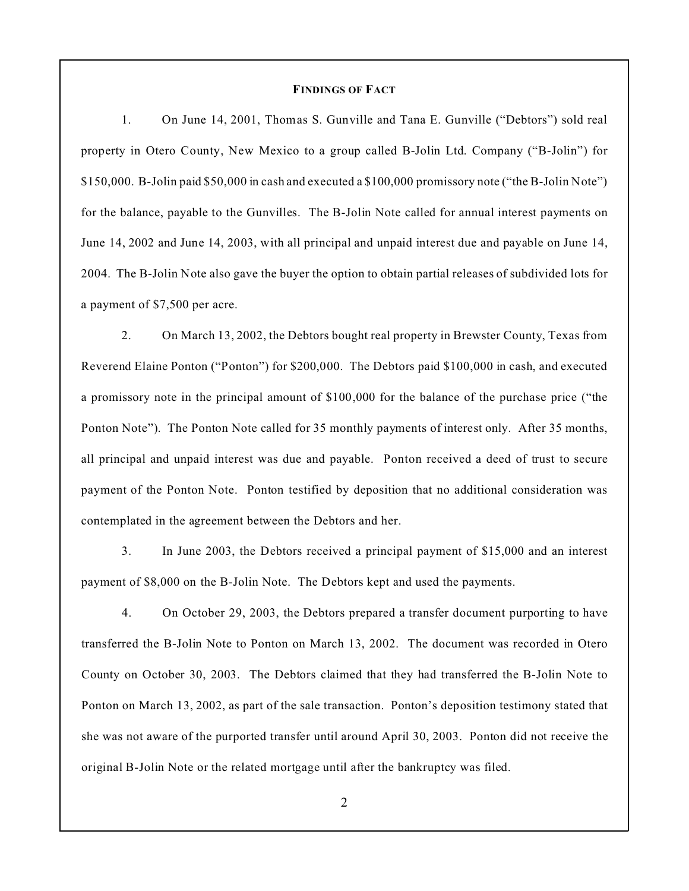## Findings of Fact

1. On June 14, 2001, Thomas S. Gunville and Tana E. Gunville ("Debtors") sold real property in Otero County, New Mexico to a group called B-Jolin Ltd. Company ("B-Jolin") for $150,000. B-Jolin paid $50,000 in cash and executed a $100,000 promissory note ("the B-Jolin Note") for the balance, payable to the Gunvilles. The B-Jolin Note called for annual interest payments on June 14, 2002 and June 14, 2003, with all principal and unpaid interest due and payable on June 14, 2004. The B-Jolin Note also gave the buyer the option to obtain partial releases of subdivided lots for a payment of $7,500 per acre.

2. On March 13, 2002, the Debtors bought real property in Brewster County, Texas from Reverend Elaine Ponton ("Ponton") for $200,000. The Debtors paid $100,000 in cash, and executed a promissory note in the principal amount of $100,000 for the balance of the purchase price ("the Ponton Note"). The Ponton Note called for 35 monthly payments of interest only. After 35 months, all principal and unpaid interest was due and payable. Ponton received a deed of trust to secure payment of the Ponton Note. Ponton testified by deposition that no additional consideration was contemplated in the agreement between the Debtors and her.

3. In June 2003, the Debtors received a principal payment of $15,000 and an interest payment of $8,000 on the B-Jolin Note. The Debtors kept and used the payments.

4. On October 29, 2003, the Debtors prepared a transfer document purporting to have transferred the B-Jolin Note to Ponton on March 13, 2002. The document was recorded in Otero County on October 30, 2003. The Debtors claimed that they had transferred the B-Jolin Note to Ponton on March 13, 2002, as part of the sale transaction. Ponton's deposition testimony stated that she was not aware of the purported transfer until around April 30, 2003. Ponton did not receive the original B-Jolin Note or the related mortgage until after the bankruptcy was filed.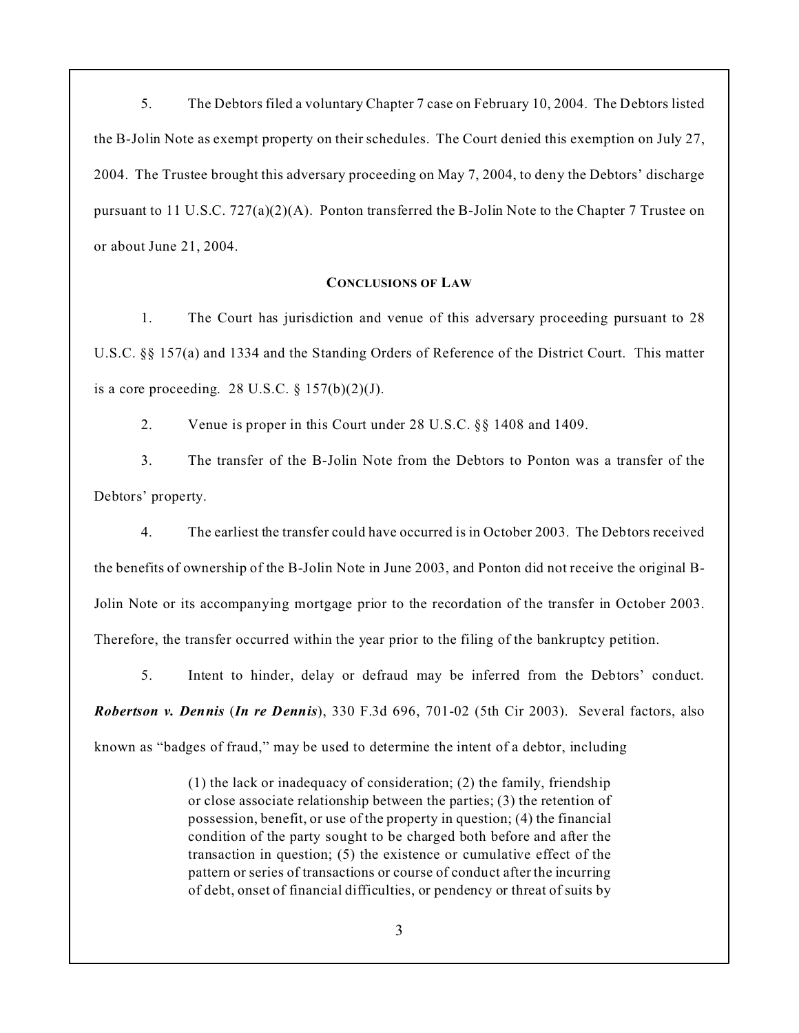5. The Debtors filed a voluntary Chapter 7 case on February 10, 2004. The Debtors listed the B-Jolin Note as exempt property on their schedules. The Court denied this exemption on July 27, 2004. The Trustee brought this adversary proceeding on May 7, 2004, to deny the Debtors' discharge pursuant to 11 U.S.C. 727(a)(2)(A). Ponton transferred the B-Jolin Note to the Chapter 7 Trustee on or about June 21, 2004.

## CONCLUSIONS OF LAW

1. The Court has jurisdiction and venue of this adversary proceeding pursuant to 28 U.S.C. §§ 157(a) and 1334 and the Standing Orders of Reference of the District Court. This matter is a core proceeding. 28 U.S.C. § 157(b)(2)(J).

2. Venue is proper in this Court under 28 U.S.C. §§ 1408 and 1409.

3. The transfer of the B-Jolin Note from the Debtors to Ponton was a transfer of the Debtors' property.

4. The earliest the transfer could have occurred is in October 2003. The Debtors received the benefits of ownership of the B-Jolin Note in June 2003, and Ponton did not receive the original B-Jolin Note or its accompanying mortgage prior to the recordation of the transfer in October 2003. Therefore, the transfer occurred within the year prior to the filing of the bankruptcy petition.

5. Intent to hinder, delay or defraud may be inferred from the Debtors' conduct. ***Robertson v. Dennis*** (***In re Dennis***), 330 F.3d 696, 701-02 (5th Cir 2003). Several factors, also known as "badges of fraud," may be used to determine the intent of a debtor, including

> (1) the lack or inadequacy of consideration; (2) the family, friendship or close associate relationship between the parties; (3) the retention of possession, benefit, or use of the property in question; (4) the financial condition of the party sought to be charged both before and after the transaction in question; (5) the existence or cumulative effect of the pattern or series of transactions or course of conduct after the incurring of debt, onset of financial difficulties, or pendency or threat of suits by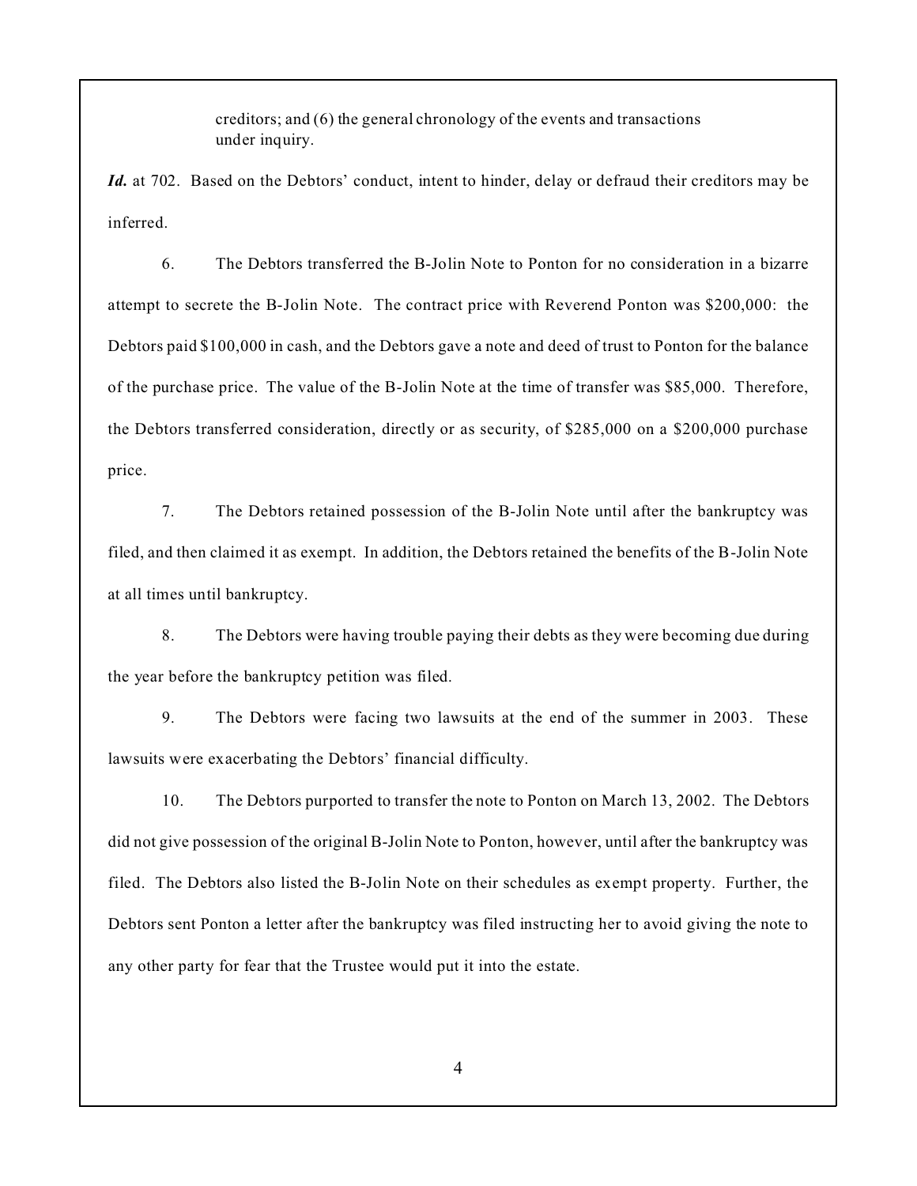> creditors; and (6) the general chronology of the events and transactions under inquiry.

***Id.*** at 702. Based on the Debtors' conduct, intent to hinder, delay or defraud their creditors may be inferred.

6. The Debtors transferred the B-Jolin Note to Ponton for no consideration in a bizarre attempt to secrete the B-Jolin Note. The contract price with Reverend Ponton was $200,000: the Debtors paid $100,000 in cash, and the Debtors gave a note and deed of trust to Ponton for the balance of the purchase price. The value of the B-Jolin Note at the time of transfer was $85,000. Therefore, the Debtors transferred consideration, directly or as security, of $285,000 on a $200,000 purchase price.

7. The Debtors retained possession of the B-Jolin Note until after the bankruptcy was filed, and then claimed it as exempt. In addition, the Debtors retained the benefits of the B-Jolin Note at all times until bankruptcy.

8. The Debtors were having trouble paying their debts as they were becoming due during the year before the bankruptcy petition was filed.

9. The Debtors were facing two lawsuits at the end of the summer in 2003. These lawsuits were exacerbating the Debtors' financial difficulty.

10. The Debtors purported to transfer the note to Ponton on March 13, 2002. The Debtors did not give possession of the original B-Jolin Note to Ponton, however, until after the bankruptcy was filed. The Debtors also listed the B-Jolin Note on their schedules as exempt property. Further, the Debtors sent Ponton a letter after the bankruptcy was filed instructing her to avoid giving the note to any other party for fear that the Trustee would put it into the estate.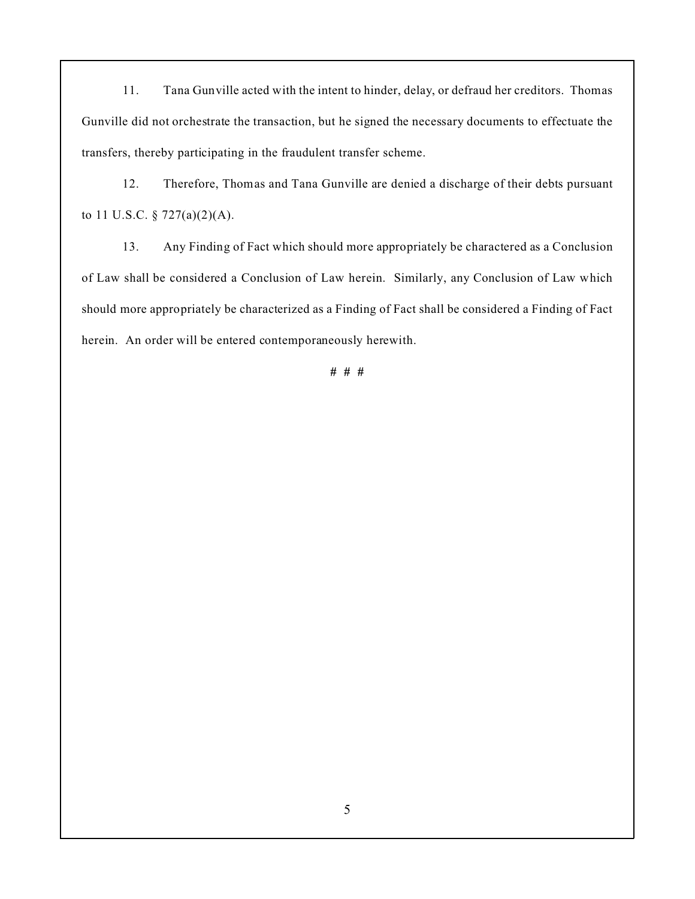11. Tana Gunville acted with the intent to hinder, delay, or defraud her creditors. Thomas Gunville did not orchestrate the transaction, but he signed the necessary documents to effectuate the transfers, thereby participating in the fraudulent transfer scheme.

12. Therefore, Thomas and Tana Gunville are denied a discharge of their debts pursuant to 11 U.S.C. § 727(a)(2)(A).

13. Any Finding of Fact which should more appropriately be charactered as a Conclusion of Law shall be considered a Conclusion of Law herein. Similarly, any Conclusion of Law which should more appropriately be characterized as a Finding of Fact shall be considered a Finding of Fact herein. An order will be entered contemporaneously herewith.

# # #